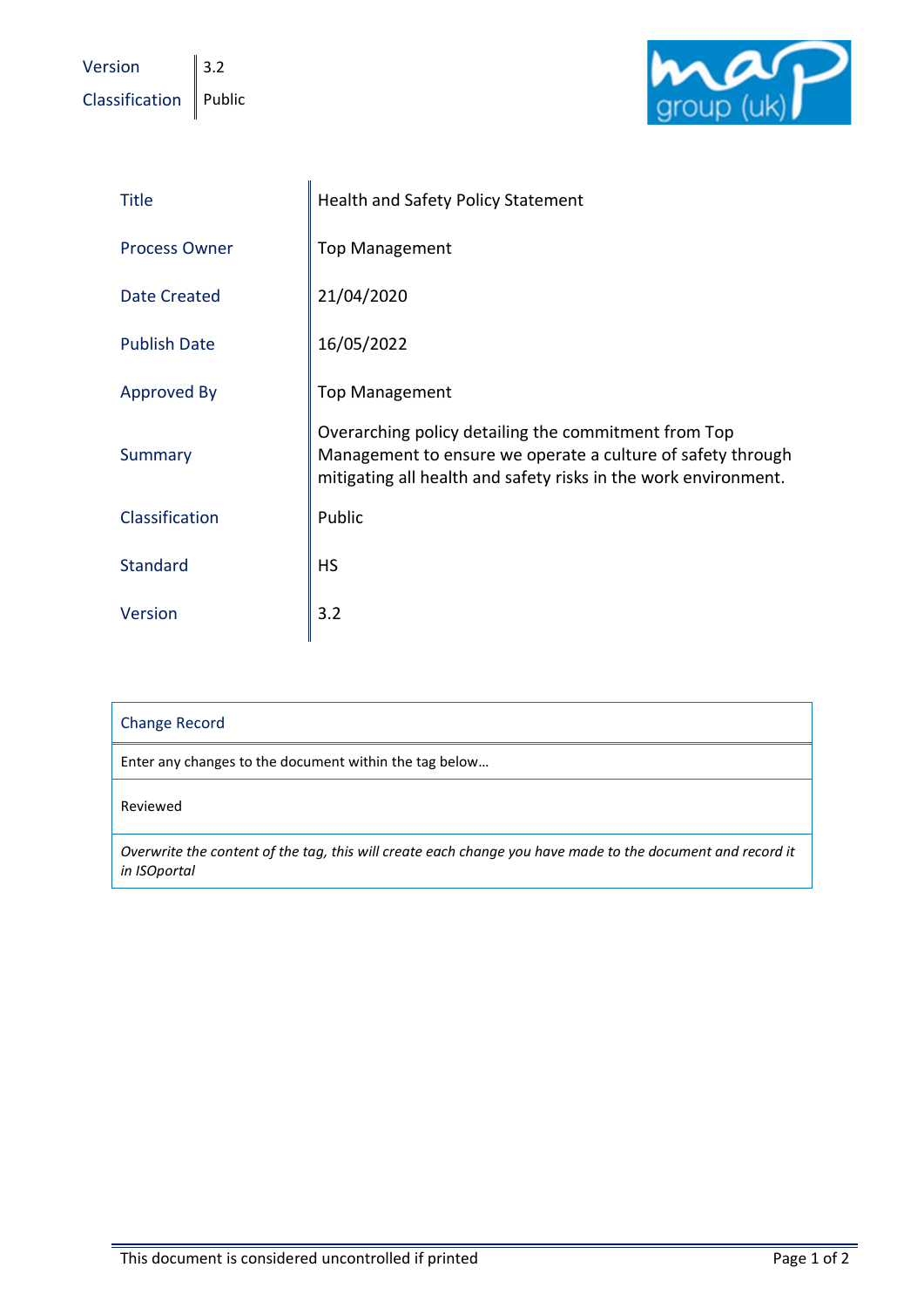| Version | 3.2 |
| --- | --- |
| Classification | Public |

| Title | Health and Safety Policy Statement |
| --- | --- |
| Process Owner | Top Management |
| Date Created | 21/04/2020 |
| Publish Date | 16/05/2022 |
| Approved By | Top Management |
| Summary | Overarching policy detailing the commitment from Top Management to ensure we operate a culture of safety through mitigating all health and safety risks in the work environment. |
| Classification | Public |
| Standard | HS |
| Version | 3.2 |

| Change Record |
| --- |
| Enter any changes to the document within the tag below… |
| Reviewed |
| *Overwrite the content of the tag, this will create each change you have made to the document and record it in ISOportal* |

This document is considered uncontrolled if printed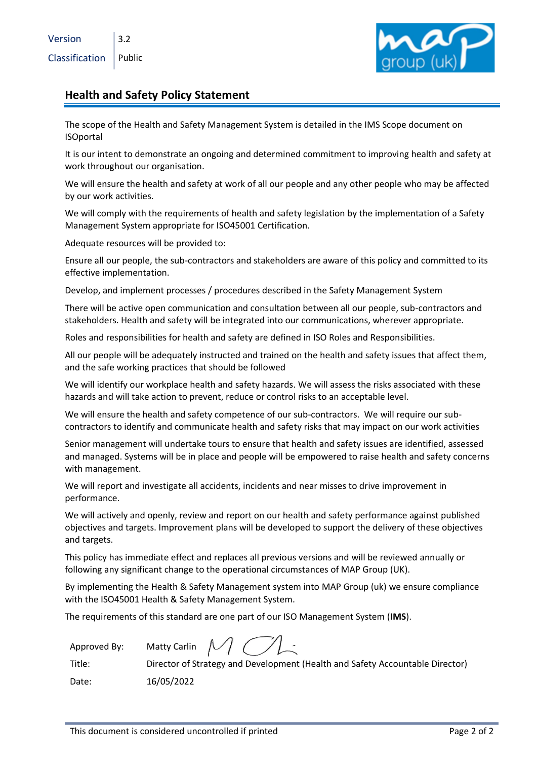| | |
|---|---|
| Version | 3.2 |
| Classification | Public |

## Health and Safety Policy Statement

The scope of the Health and Safety Management System is detailed in the IMS Scope document on ISOportal

It is our intent to demonstrate an ongoing and determined commitment to improving health and safety at work throughout our organisation.

We will ensure the health and safety at work of all our people and any other people who may be affected by our work activities.

We will comply with the requirements of health and safety legislation by the implementation of a Safety Management System appropriate for ISO45001 Certification.

Adequate resources will be provided to:

Ensure all our people, the sub-contractors and stakeholders are aware of this policy and committed to its effective implementation.

Develop, and implement processes / procedures described in the Safety Management System

There will be active open communication and consultation between all our people, sub-contractors and stakeholders. Health and safety will be integrated into our communications, wherever appropriate.

Roles and responsibilities for health and safety are defined in ISO Roles and Responsibilities.

All our people will be adequately instructed and trained on the health and safety issues that affect them, and the safe working practices that should be followed

We will identify our workplace health and safety hazards. We will assess the risks associated with these hazards and will take action to prevent, reduce or control risks to an acceptable level.

We will ensure the health and safety competence of our sub-contractors. We will require our sub-contractors to identify and communicate health and safety risks that may impact on our work activities

Senior management will undertake tours to ensure that health and safety issues are identified, assessed and managed. Systems will be in place and people will be empowered to raise health and safety concerns with management.

We will report and investigate all accidents, incidents and near misses to drive improvement in performance.

We will actively and openly, review and report on our health and safety performance against published objectives and targets. Improvement plans will be developed to support the delivery of these objectives and targets.

This policy has immediate effect and replaces all previous versions and will be reviewed annually or following any significant change to the operational circumstances of MAP Group (UK).

By implementing the Health & Safety Management system into MAP Group (uk) we ensure compliance with the ISO45001 Health & Safety Management System.

The requirements of this standard are one part of our ISO Management System (**IMS**).

| | |
|---|---|
| Approved By: | Matty Carlin |
| Title: | Director of Strategy and Development (Health and Safety Accountable Director) |
| Date: | 16/05/2022 |

This document is considered uncontrolled if printed